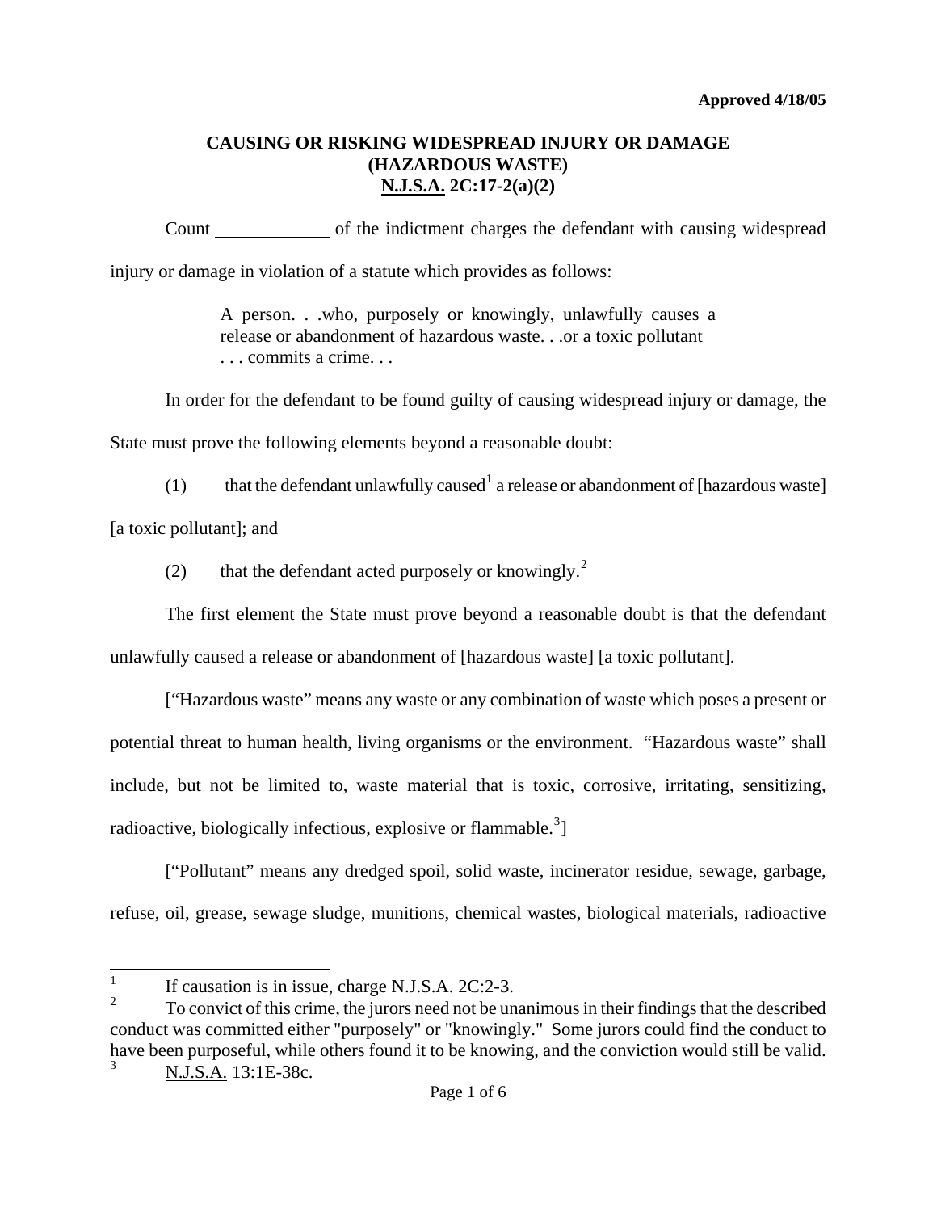Approved 4/18/05

# CAUSING OR RISKING WIDESPREAD INJURY OR DAMAGE (HAZARDOUS WASTE) N.J.S.A. 2C:17-2(a)(2)

Count ____________ of the indictment charges the defendant with causing widespread injury or damage in violation of a statute which provides as follows:

> A person. . .who, purposely or knowingly, unlawfully causes a release or abandonment of hazardous waste. . .or a toxic pollutant . . . commits a crime. . .

In order for the defendant to be found guilty of causing widespread injury or damage, the State must prove the following elements beyond a reasonable doubt:

(1) that the defendant unlawfully caused[1] a release or abandonment of [hazardous waste] [a toxic pollutant]; and

(2) that the defendant acted purposely or knowingly.[2]

The first element the State must prove beyond a reasonable doubt is that the defendant unlawfully caused a release or abandonment of [hazardous waste] [a toxic pollutant].

["Hazardous waste" means any waste or any combination of waste which poses a present or potential threat to human health, living organisms or the environment. "Hazardous waste" shall include, but not be limited to, waste material that is toxic, corrosive, irritating, sensitizing, radioactive, biologically infectious, explosive or flammable.[3]]

["Pollutant" means any dredged spoil, solid waste, incinerator residue, sewage, garbage, refuse, oil, grease, sewage sludge, munitions, chemical wastes, biological materials, radioactive

---

[1] If causation is in issue, charge N.J.S.A. 2C:2-3.

[2] To convict of this crime, the jurors need not be unanimous in their findings that the described conduct was committed either "purposely" or "knowingly." Some jurors could find the conduct to have been purposeful, while others found it to be knowing, and the conviction would still be valid.

[3] N.J.S.A. 13:1E-38c.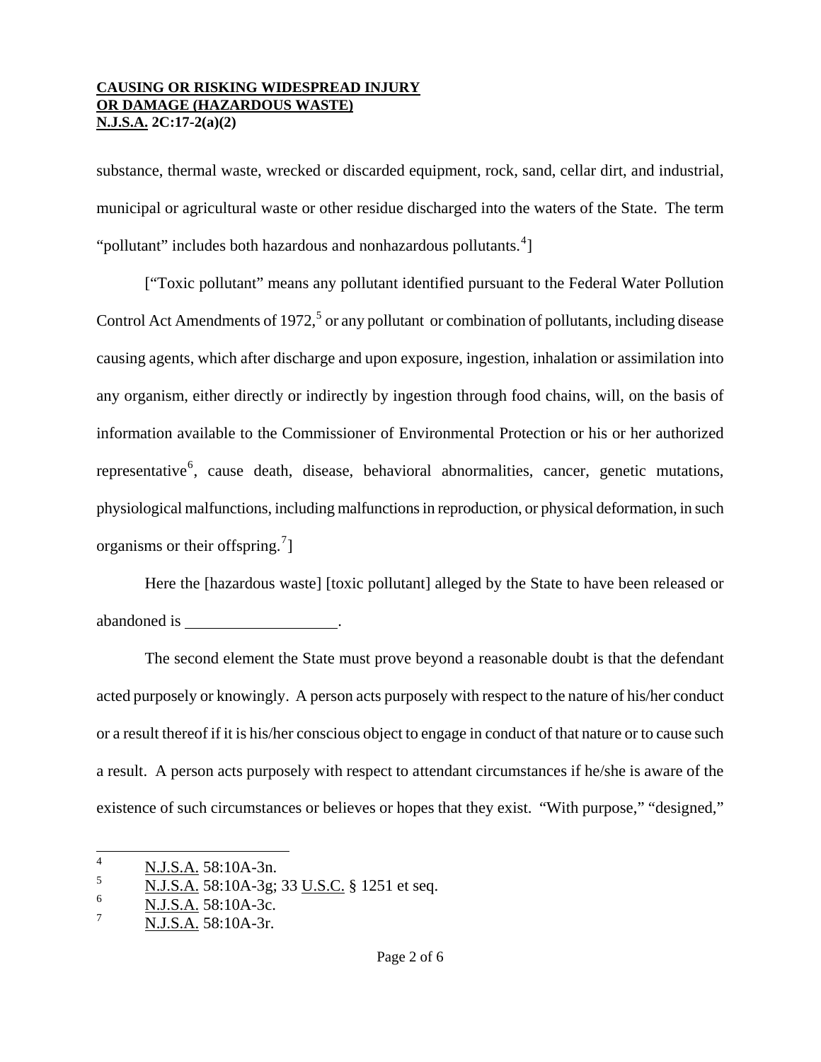substance, thermal waste, wrecked or discarded equipment, rock, sand, cellar dirt, and industrial, municipal or agricultural waste or other residue discharged into the waters of the State. The term "pollutant" includes both hazardous and nonhazardous pollutants.[4]]

["Toxic pollutant" means any pollutant identified pursuant to the Federal Water Pollution Control Act Amendments of 1972,[5] or any pollutant or combination of pollutants, including disease causing agents, which after discharge and upon exposure, ingestion, inhalation or assimilation into any organism, either directly or indirectly by ingestion through food chains, will, on the basis of information available to the Commissioner of Environmental Protection or his or her authorized representative[6], cause death, disease, behavioral abnormalities, cancer, genetic mutations, physiological malfunctions, including malfunctions in reproduction, or physical deformation, in such organisms or their offspring.[7]]

Here the [hazardous waste] [toxic pollutant] alleged by the State to have been released or abandoned is ___________________.

The second element the State must prove beyond a reasonable doubt is that the defendant acted purposely or knowingly. A person acts purposely with respect to the nature of his/her conduct or a result thereof if it is his/her conscious object to engage in conduct of that nature or to cause such a result. A person acts purposely with respect to attendant circumstances if he/she is aware of the existence of such circumstances or believes or hopes that they exist. "With purpose," "designed,"

---

[4] N.J.S.A. 58:10A-3n.

[5] N.J.S.A. 58:10A-3g; 33 U.S.C. § 1251 et seq.

[6] N.J.S.A. 58:10A-3c.

[7] N.J.S.A. 58:10A-3r.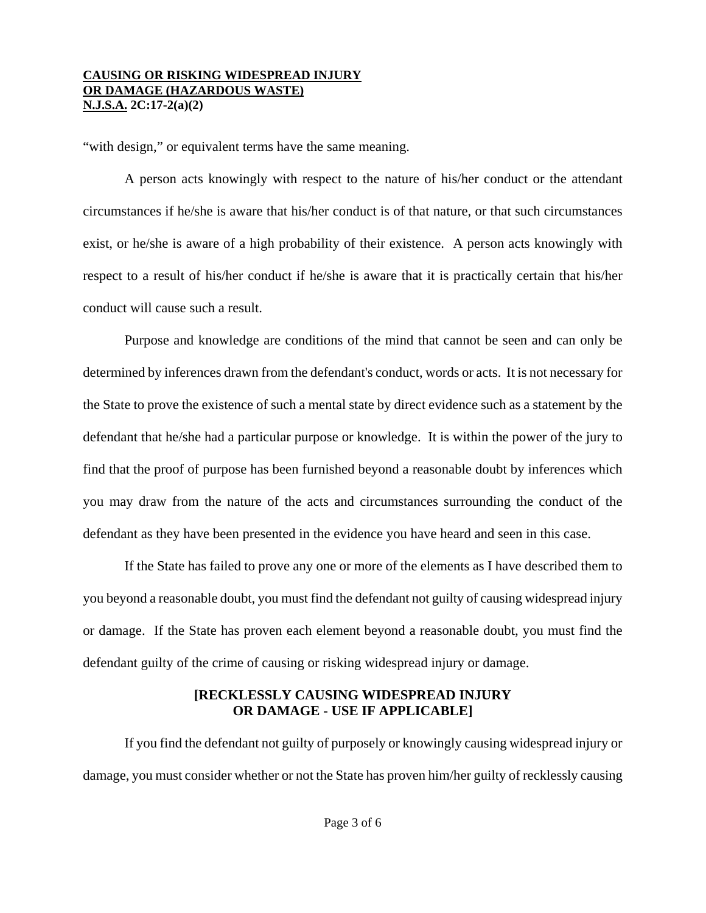"with design," or equivalent terms have the same meaning.

A person acts knowingly with respect to the nature of his/her conduct or the attendant circumstances if he/she is aware that his/her conduct is of that nature, or that such circumstances exist, or he/she is aware of a high probability of their existence. A person acts knowingly with respect to a result of his/her conduct if he/she is aware that it is practically certain that his/her conduct will cause such a result.

Purpose and knowledge are conditions of the mind that cannot be seen and can only be determined by inferences drawn from the defendant's conduct, words or acts. It is not necessary for the State to prove the existence of such a mental state by direct evidence such as a statement by the defendant that he/she had a particular purpose or knowledge. It is within the power of the jury to find that the proof of purpose has been furnished beyond a reasonable doubt by inferences which you may draw from the nature of the acts and circumstances surrounding the conduct of the defendant as they have been presented in the evidence you have heard and seen in this case.

If the State has failed to prove any one or more of the elements as I have described them to you beyond a reasonable doubt, you must find the defendant not guilty of causing widespread injury or damage. If the State has proven each element beyond a reasonable doubt, you must find the defendant guilty of the crime of causing or risking widespread injury or damage.

**[RECKLESSLY CAUSING WIDESPREAD INJURY OR DAMAGE - USE IF APPLICABLE]**

If you find the defendant not guilty of purposely or knowingly causing widespread injury or damage, you must consider whether or not the State has proven him/her guilty of recklessly causing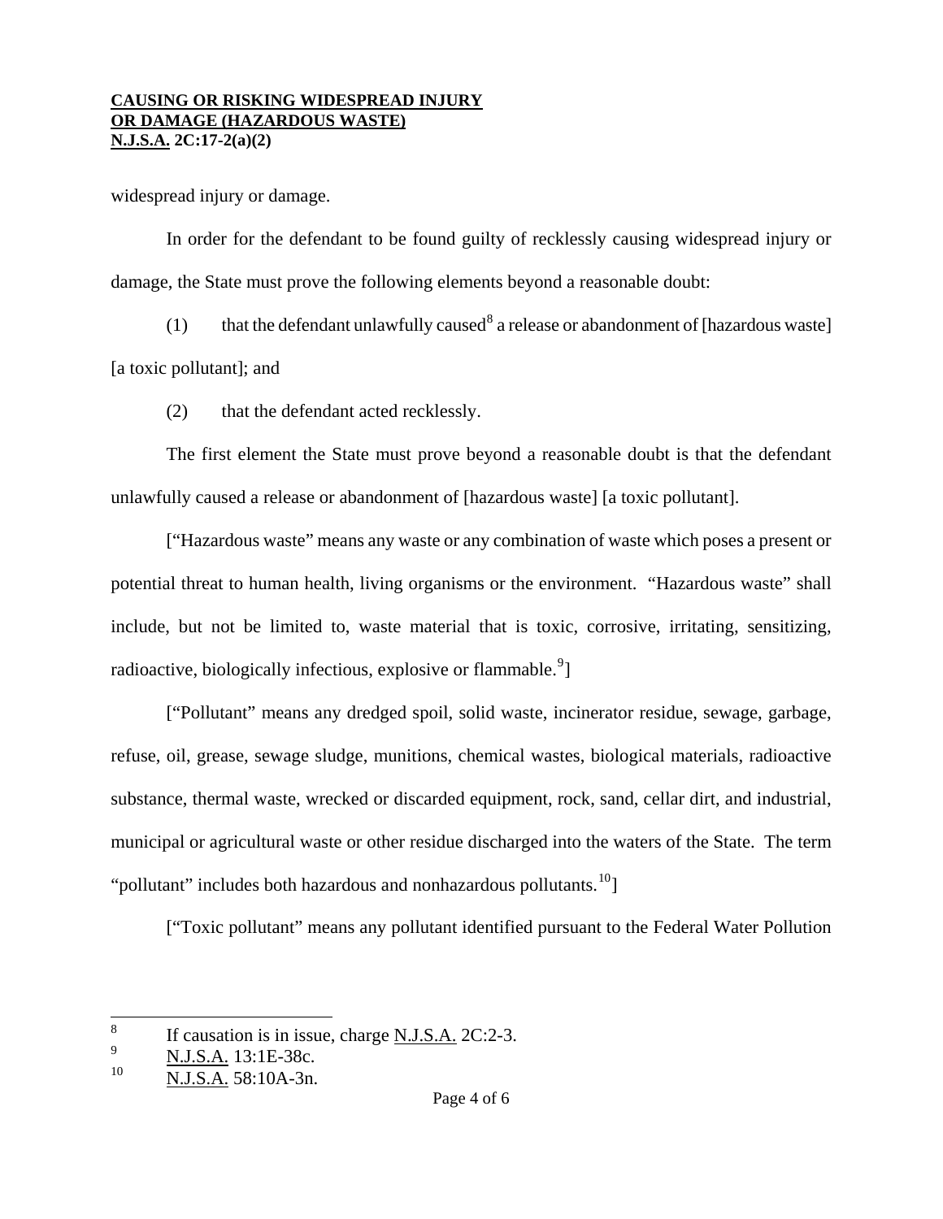widespread injury or damage.

In order for the defendant to be found guilty of recklessly causing widespread injury or damage, the State must prove the following elements beyond a reasonable doubt:

(1) that the defendant unlawfully caused[8] a release or abandonment of [hazardous waste] [a toxic pollutant]; and

(2) that the defendant acted recklessly.

The first element the State must prove beyond a reasonable doubt is that the defendant unlawfully caused a release or abandonment of [hazardous waste] [a toxic pollutant].

[“Hazardous waste” means any waste or any combination of waste which poses a present or potential threat to human health, living organisms or the environment. “Hazardous waste” shall include, but not be limited to, waste material that is toxic, corrosive, irritating, sensitizing, radioactive, biologically infectious, explosive or flammable.[9]]

[“Pollutant” means any dredged spoil, solid waste, incinerator residue, sewage, garbage, refuse, oil, grease, sewage sludge, munitions, chemical wastes, biological materials, radioactive substance, thermal waste, wrecked or discarded equipment, rock, sand, cellar dirt, and industrial, municipal or agricultural waste or other residue discharged into the waters of the State. The term “pollutant” includes both hazardous and nonhazardous pollutants.[10]]

[“Toxic pollutant” means any pollutant identified pursuant to the Federal Water Pollution

---

[8] If causation is in issue, charge N.J.S.A. 2C:2-3.

[9] N.J.S.A. 13:1E-38c.

[10] N.J.S.A. 58:10A-3n.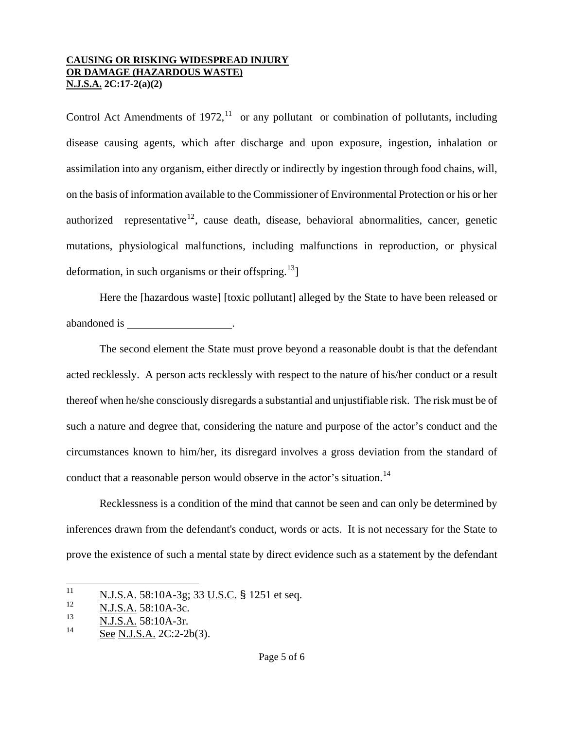Control Act Amendments of 1972,[11] or any pollutant or combination of pollutants, including disease causing agents, which after discharge and upon exposure, ingestion, inhalation or assimilation into any organism, either directly or indirectly by ingestion through food chains, will, on the basis of information available to the Commissioner of Environmental Protection or his or her authorized representative[12], cause death, disease, behavioral abnormalities, cancer, genetic mutations, physiological malfunctions, including malfunctions in reproduction, or physical deformation, in such organisms or their offspring.[13]]

Here the [hazardous waste] [toxic pollutant] alleged by the State to have been released or abandoned is \_\_\_\_\_\_\_\_\_\_\_\_\_\_\_\_\_\_\_.

The second element the State must prove beyond a reasonable doubt is that the defendant acted recklessly. A person acts recklessly with respect to the nature of his/her conduct or a result thereof when he/she consciously disregards a substantial and unjustifiable risk. The risk must be of such a nature and degree that, considering the nature and purpose of the actor's conduct and the circumstances known to him/her, its disregard involves a gross deviation from the standard of conduct that a reasonable person would observe in the actor's situation.[14]

Recklessness is a condition of the mind that cannot be seen and can only be determined by inferences drawn from the defendant's conduct, words or acts. It is not necessary for the State to prove the existence of such a mental state by direct evidence such as a statement by the defendant

---

[11] N.J.S.A. 58:10A-3g; 33 U.S.C. § 1251 et seq.

[12] N.J.S.A. 58:10A-3c.

[13] N.J.S.A. 58:10A-3r.

[14] See N.J.S.A. 2C:2-2b(3).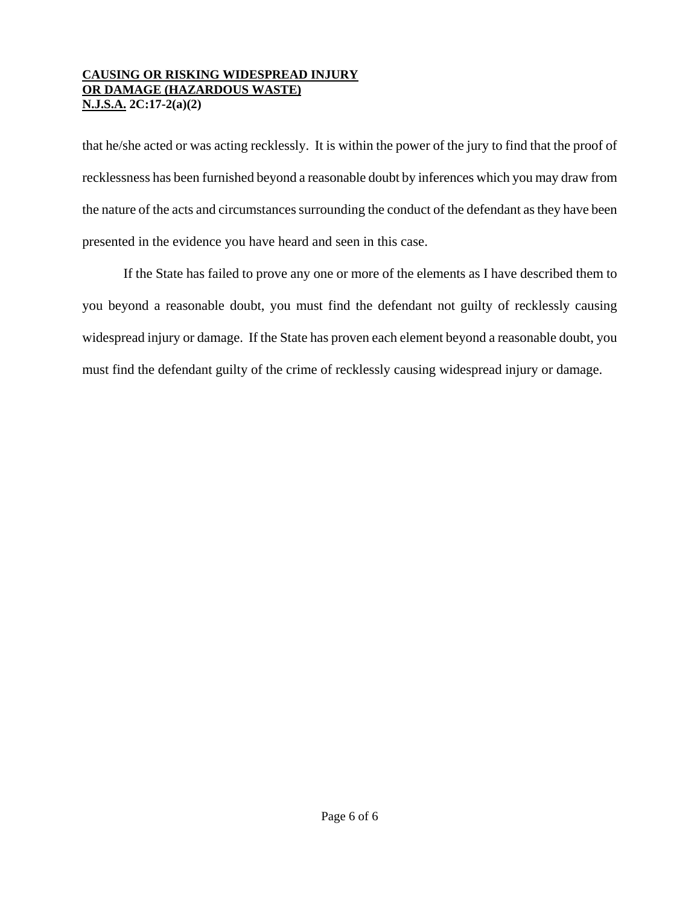that he/she acted or was acting recklessly. It is within the power of the jury to find that the proof of recklessness has been furnished beyond a reasonable doubt by inferences which you may draw from the nature of the acts and circumstances surrounding the conduct of the defendant as they have been presented in the evidence you have heard and seen in this case.

If the State has failed to prove any one or more of the elements as I have described them to you beyond a reasonable doubt, you must find the defendant not guilty of recklessly causing widespread injury or damage. If the State has proven each element beyond a reasonable doubt, you must find the defendant guilty of the crime of recklessly causing widespread injury or damage.